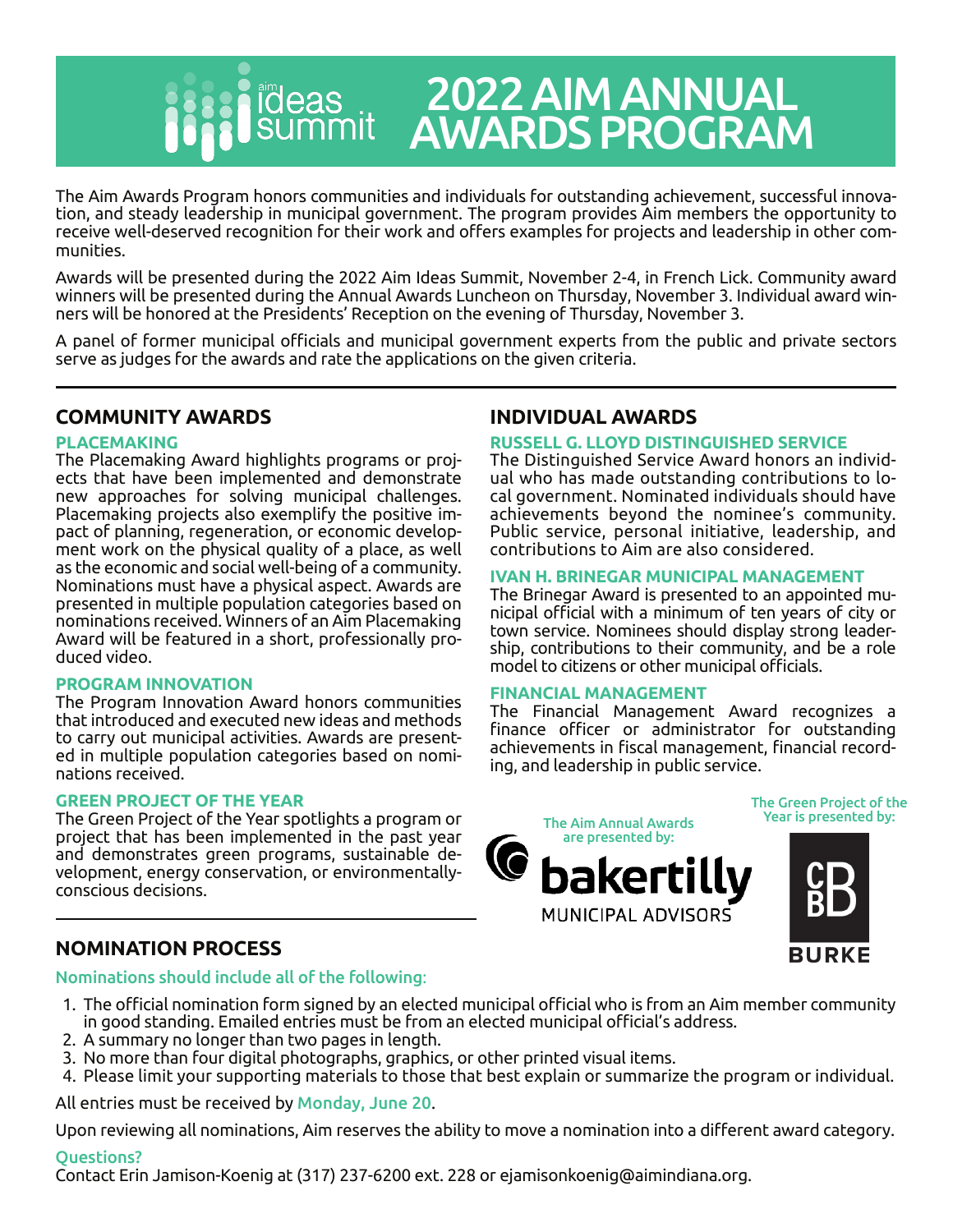# 2022 AIM ANNUAL AWARDS PROGRAM

The Aim Awards Program honors communities and individuals for outstanding achievement, successful innovation, and steady leadership in municipal government. The program provides Aim members the opportunity to receive well-deserved recognition for their work and offers examples for projects and leadership in other communities.

Awards will be presented during the 2022 Aim Ideas Summit, November 2-4, in French Lick. Community award winners will be presented during the Annual Awards Luncheon on Thursday, November 3. Individual award winners will be honored at the Presidents' Reception on the evening of Thursday, November 3.

A panel of former municipal officials and municipal government experts from the public and private sectors serve as judges for the awards and rate the applications on the given criteria.

## COMMUNITY AWARDS

### PLACEMAKING

The Placemaking Award highlights programs or projects that have been implemented and demonstrate new approaches for solving municipal challenges. Placemaking projects also exemplify the positive impact of planning, regeneration, or economic development work on the physical quality of a place, as well as the economic and social well-being of a community. Nominations must have a physical aspect. Awards are presented in multiple population categories based on nominations received. Winners of an Aim Placemaking Award will be featured in a short, professionally produced video.

### PROGRAM INNOVATION

The Program Innovation Award honors communities that introduced and executed new ideas and methods to carry out municipal activities. Awards are presented in multiple population categories based on nominations received.

### GREEN PROJECT OF THE YEAR

The Green Project of the Year spotlights a program or project that has been implemented in the past year and demonstrates green programs, sustainable development, energy conservation, or environmentally-conscious decisions.

## INDIVIDUAL AWARDS

### RUSSELL G. LLOYD DISTINGUISHED SERVICE

The Distinguished Service Award honors an individual who has made outstanding contributions to local government. Nominated individuals should have achievements beyond the nominee's community. Public service, personal initiative, leadership, and contributions to Aim are also considered.

### IVAN H. BRINEGAR MUNICIPAL MANAGEMENT

The Brinegar Award is presented to an appointed municipal official with a minimum of ten years of city or town service. Nominees should display strong leadership, contributions to their community, and be a role model to citizens or other municipal officials.

### FINANCIAL MANAGEMENT

The Financial Management Award recognizes a finance officer or administrator for outstanding achievements in fiscal management, financial recording, and leadership in public service.

The Aim Annual Awards are presented by: bakertilly MUNICIPAL ADVISORS

The Green Project of the Year is presented by: CBBD BURKE

## NOMINATION PROCESS

Nominations should include all of the following:

1. The official nomination form signed by an elected municipal official who is from an Aim member community in good standing. Emailed entries must be from an elected municipal official's address.
2. A summary no longer than two pages in length.
3. No more than four digital photographs, graphics, or other printed visual items.
4. Please limit your supporting materials to those that best explain or summarize the program or individual.

All entries must be received by **Monday, June 20**.

Upon reviewing all nominations, Aim reserves the ability to move a nomination into a different award category.

**Questions?**

Contact Erin Jamison-Koenig at (317) 237-6200 ext. 228 or ejamisonkoenig@aimindiana.org.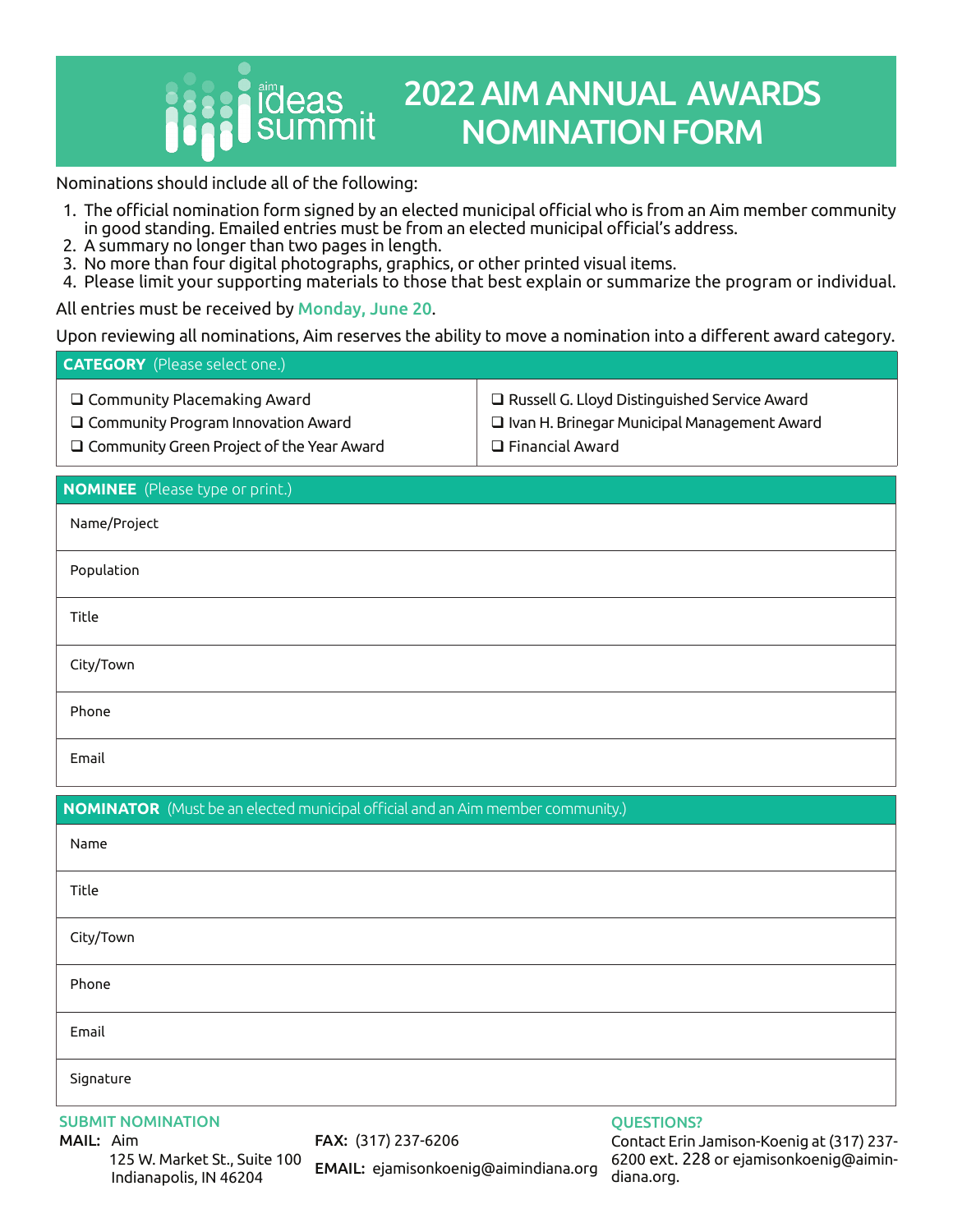# 2022 AIM ANNUAL AWARDS NOMINATION FORM

Nominations should include all of the following:

1. The official nomination form signed by an elected municipal official who is from an Aim member community in good standing. Emailed entries must be from an elected municipal official's address.
2. A summary no longer than two pages in length.
3. No more than four digital photographs, graphics, or other printed visual items.
4. Please limit your supporting materials to those that best explain or summarize the program or individual.

All entries must be received by **Monday, June 20**.

Upon reviewing all nominations, Aim reserves the ability to move a nomination into a different award category.

## CATEGORY (Please select one.)

- ❑ Community Placemaking Award
- ❑ Community Program Innovation Award
- ❑ Community Green Project of the Year Award
- ❑ Russell G. Lloyd Distinguished Service Award
- ❑ Ivan H. Brinegar Municipal Management Award
- ❑ Financial Award

## NOMINEE (Please type or print.)

| | |
|---|---|
| Name/Project | |
| Population | |
| Title | |
| City/Town | |
| Phone | |
| Email | |

## NOMINATOR (Must be an elected municipal official and an Aim member community.)

| | |
|---|---|
| Name | |
| Title | |
| City/Town | |
| Phone | |
| Email | |
| Signature | |

### SUBMIT NOMINATION

**MAIL:** Aim
125 W. Market St., Suite 100
Indianapolis, IN 46204

**FAX:** (317) 237-6206

**EMAIL:** ejamisonkoenig@aimindiana.org

### QUESTIONS?

Contact Erin Jamison-Koenig at (317) 237-6200 ext. 228 or ejamisonkoenig@aimindiana.org.